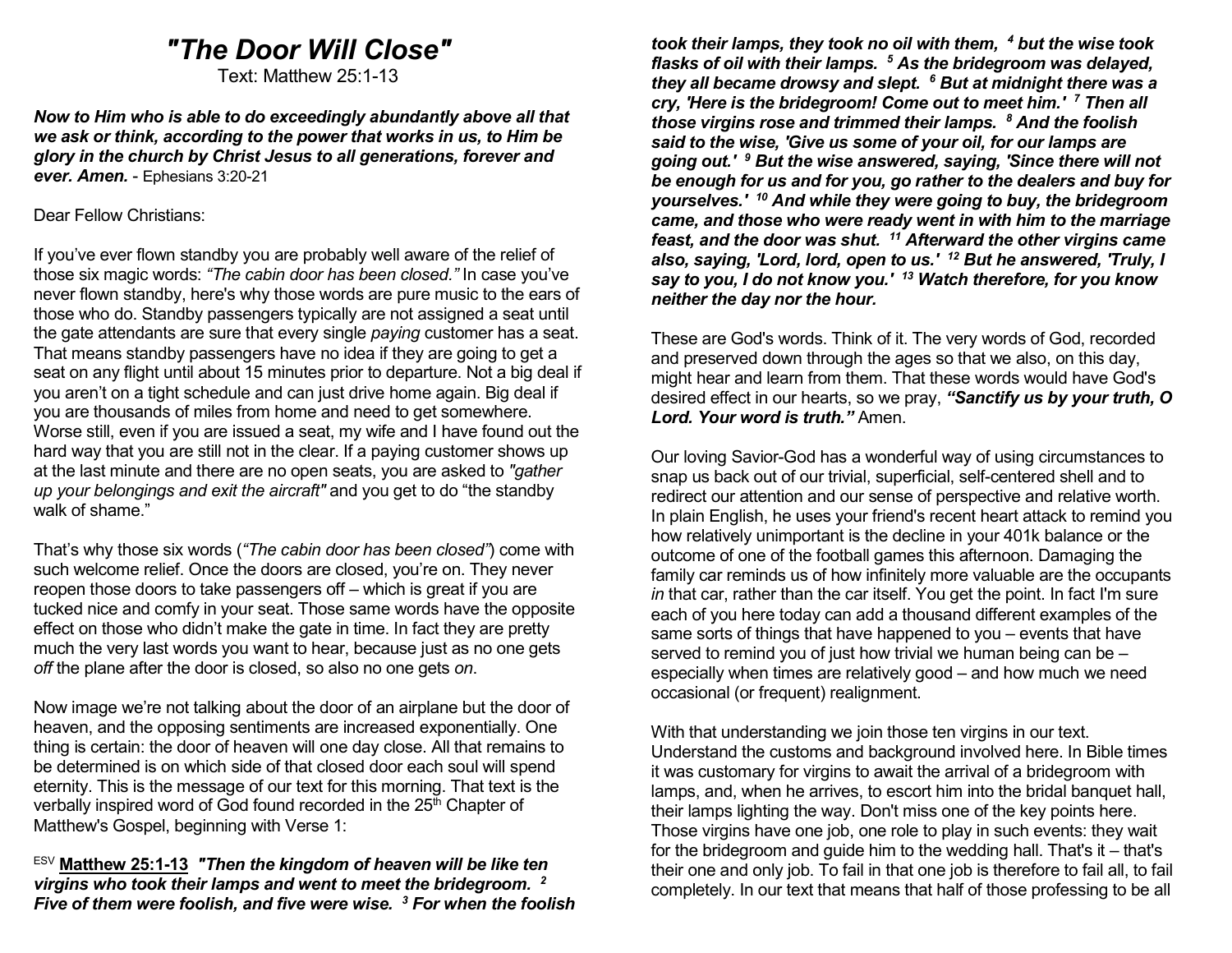# *"The Door Will Close"*

Text: Matthew 25:1-13

***Now to Him who is able to do exceedingly abundantly above all that we ask or think, according to the power that works in us, to Him be glory in the church by Christ Jesus to all generations, forever and ever. Amen.*** - Ephesians 3:20-21

Dear Fellow Christians:

If you've ever flown standby you are probably well aware of the relief of those six magic words: *"The cabin door has been closed."* In case you've never flown standby, here's why those words are pure music to the ears of those who do. Standby passengers typically are not assigned a seat until the gate attendants are sure that every single *paying* customer has a seat. That means standby passengers have no idea if they are going to get a seat on any flight until about 15 minutes prior to departure. Not a big deal if you aren't on a tight schedule and can just drive home again. Big deal if you are thousands of miles from home and need to get somewhere. Worse still, even if you are issued a seat, my wife and I have found out the hard way that you are still not in the clear. If a paying customer shows up at the last minute and there are no open seats, you are asked to *"gather up your belongings and exit the aircraft"* and you get to do "the standby walk of shame."

That's why those six words (*"The cabin door has been closed"*) come with such welcome relief. Once the doors are closed, you're on. They never reopen those doors to take passengers off – which is great if you are tucked nice and comfy in your seat. Those same words have the opposite effect on those who didn't make the gate in time. In fact they are pretty much the very last words you want to hear, because just as no one gets *off* the plane after the door is closed, so also no one gets *on*.

Now image we're not talking about the door of an airplane but the door of heaven, and the opposing sentiments are increased exponentially. One thing is certain: the door of heaven will one day close. All that remains to be determined is on which side of that closed door each soul will spend eternity. This is the message of our text for this morning. That text is the verbally inspired word of God found recorded in the 25th Chapter of Matthew's Gospel, beginning with Verse 1:

ESV **Matthew 25:1-13** ***"Then the kingdom of heaven will be like ten virgins who took their lamps and went to meet the bridegroom. 2 Five of them were foolish, and five were wise. 3 For when the foolish took their lamps, they took no oil with them, 4 but the wise took flasks of oil with their lamps. 5 As the bridegroom was delayed, they all became drowsy and slept. 6 But at midnight there was a cry, 'Here is the bridegroom! Come out to meet him.' 7 Then all those virgins rose and trimmed their lamps. 8 And the foolish said to the wise, 'Give us some of your oil, for our lamps are going out.' 9 But the wise answered, saying, 'Since there will not be enough for us and for you, go rather to the dealers and buy for yourselves.' 10 And while they were going to buy, the bridegroom came, and those who were ready went in with him to the marriage feast, and the door was shut. 11 Afterward the other virgins came also, saying, 'Lord, lord, open to us.' 12 But he answered, 'Truly, I say to you, I do not know you.' 13 Watch therefore, for you know neither the day nor the hour.***

These are God's words. Think of it. The very words of God, recorded and preserved down through the ages so that we also, on this day, might hear and learn from them. That these words would have God's desired effect in our hearts, so we pray, ***"Sanctify us by your truth, O Lord. Your word is truth."*** Amen.

Our loving Savior-God has a wonderful way of using circumstances to snap us back out of our trivial, superficial, self-centered shell and to redirect our attention and our sense of perspective and relative worth. In plain English, he uses your friend's recent heart attack to remind you how relatively unimportant is the decline in your 401k balance or the outcome of one of the football games this afternoon. Damaging the family car reminds us of how infinitely more valuable are the occupants *in* that car, rather than the car itself. You get the point. In fact I'm sure each of you here today can add a thousand different examples of the same sorts of things that have happened to you – events that have served to remind you of just how trivial we human being can be – especially when times are relatively good – and how much we need occasional (or frequent) realignment.

With that understanding we join those ten virgins in our text. Understand the customs and background involved here. In Bible times it was customary for virgins to await the arrival of a bridegroom with lamps, and, when he arrives, to escort him into the bridal banquet hall, their lamps lighting the way. Don't miss one of the key points here. Those virgins have one job, one role to play in such events: they wait for the bridegroom and guide him to the wedding hall. That's it – that's their one and only job. To fail in that one job is therefore to fail all, to fail completely. In our text that means that half of those professing to be all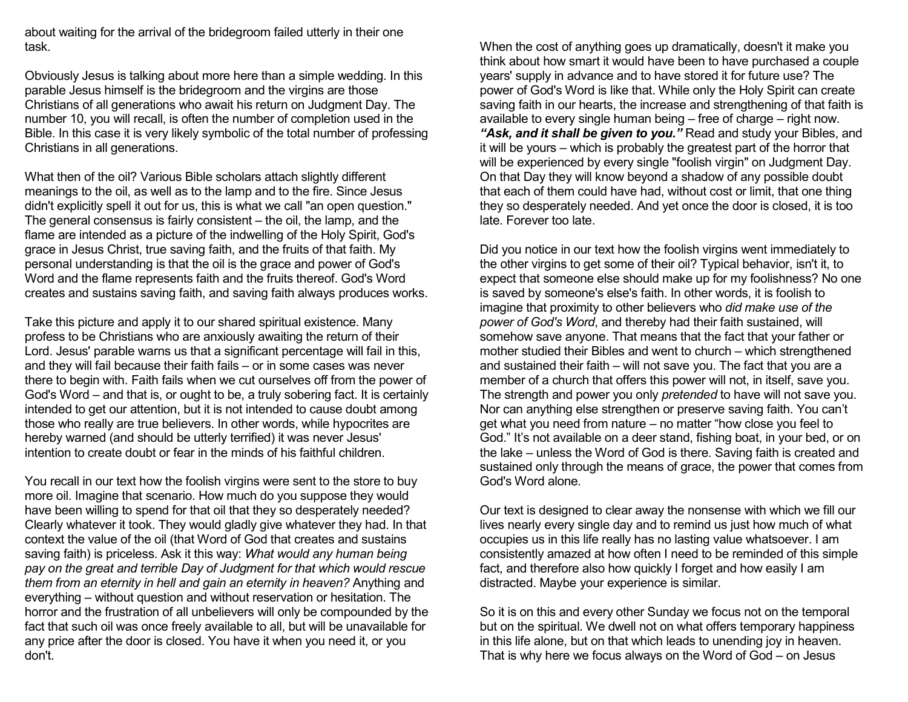about waiting for the arrival of the bridegroom failed utterly in their one task.

Obviously Jesus is talking about more here than a simple wedding. In this parable Jesus himself is the bridegroom and the virgins are those Christians of all generations who await his return on Judgment Day. The number 10, you will recall, is often the number of completion used in the Bible. In this case it is very likely symbolic of the total number of professing Christians in all generations.

What then of the oil? Various Bible scholars attach slightly different meanings to the oil, as well as to the lamp and to the fire. Since Jesus didn't explicitly spell it out for us, this is what we call "an open question." The general consensus is fairly consistent – the oil, the lamp, and the flame are intended as a picture of the indwelling of the Holy Spirit, God's grace in Jesus Christ, true saving faith, and the fruits of that faith. My personal understanding is that the oil is the grace and power of God's Word and the flame represents faith and the fruits thereof. God's Word creates and sustains saving faith, and saving faith always produces works.

Take this picture and apply it to our shared spiritual existence. Many profess to be Christians who are anxiously awaiting the return of their Lord. Jesus' parable warns us that a significant percentage will fail in this, and they will fail because their faith fails – or in some cases was never there to begin with. Faith fails when we cut ourselves off from the power of God's Word – and that is, or ought to be, a truly sobering fact. It is certainly intended to get our attention, but it is not intended to cause doubt among those who really are true believers. In other words, while hypocrites are hereby warned (and should be utterly terrified) it was never Jesus' intention to create doubt or fear in the minds of his faithful children.

You recall in our text how the foolish virgins were sent to the store to buy more oil. Imagine that scenario. How much do you suppose they would have been willing to spend for that oil that they so desperately needed? Clearly whatever it took. They would gladly give whatever they had. In that context the value of the oil (that Word of God that creates and sustains saving faith) is priceless. Ask it this way: *What would any human being pay on the great and terrible Day of Judgment for that which would rescue them from an eternity in hell and gain an eternity in heaven?* Anything and everything – without question and without reservation or hesitation. The horror and the frustration of all unbelievers will only be compounded by the fact that such oil was once freely available to all, but will be unavailable for any price after the door is closed. You have it when you need it, or you don't.

When the cost of anything goes up dramatically, doesn't it make you think about how smart it would have been to have purchased a couple years' supply in advance and to have stored it for future use? The power of God's Word is like that. While only the Holy Spirit can create saving faith in our hearts, the increase and strengthening of that faith is available to every single human being – free of charge – right now. ***"Ask, and it shall be given to you."*** Read and study your Bibles, and it will be yours – which is probably the greatest part of the horror that will be experienced by every single "foolish virgin" on Judgment Day. On that Day they will know beyond a shadow of any possible doubt that each of them could have had, without cost or limit, that one thing they so desperately needed. And yet once the door is closed, it is too late. Forever too late.

Did you notice in our text how the foolish virgins went immediately to the other virgins to get some of their oil? Typical behavior, isn't it, to expect that someone else should make up for my foolishness? No one is saved by someone's else's faith. In other words, it is foolish to imagine that proximity to other believers who *did make use of the power of God's Word*, and thereby had their faith sustained, will somehow save anyone. That means that the fact that your father or mother studied their Bibles and went to church – which strengthened and sustained their faith – will not save you. The fact that you are a member of a church that offers this power will not, in itself, save you. The strength and power you only *pretended* to have will not save you. Nor can anything else strengthen or preserve saving faith. You can't get what you need from nature – no matter "how close you feel to God." It's not available on a deer stand, fishing boat, in your bed, or on the lake – unless the Word of God is there. Saving faith is created and sustained only through the means of grace, the power that comes from God's Word alone.

Our text is designed to clear away the nonsense with which we fill our lives nearly every single day and to remind us just how much of what occupies us in this life really has no lasting value whatsoever. I am consistently amazed at how often I need to be reminded of this simple fact, and therefore also how quickly I forget and how easily I am distracted. Maybe your experience is similar.

So it is on this and every other Sunday we focus not on the temporal but on the spiritual. We dwell not on what offers temporary happiness in this life alone, but on that which leads to unending joy in heaven. That is why here we focus always on the Word of God – on Jesus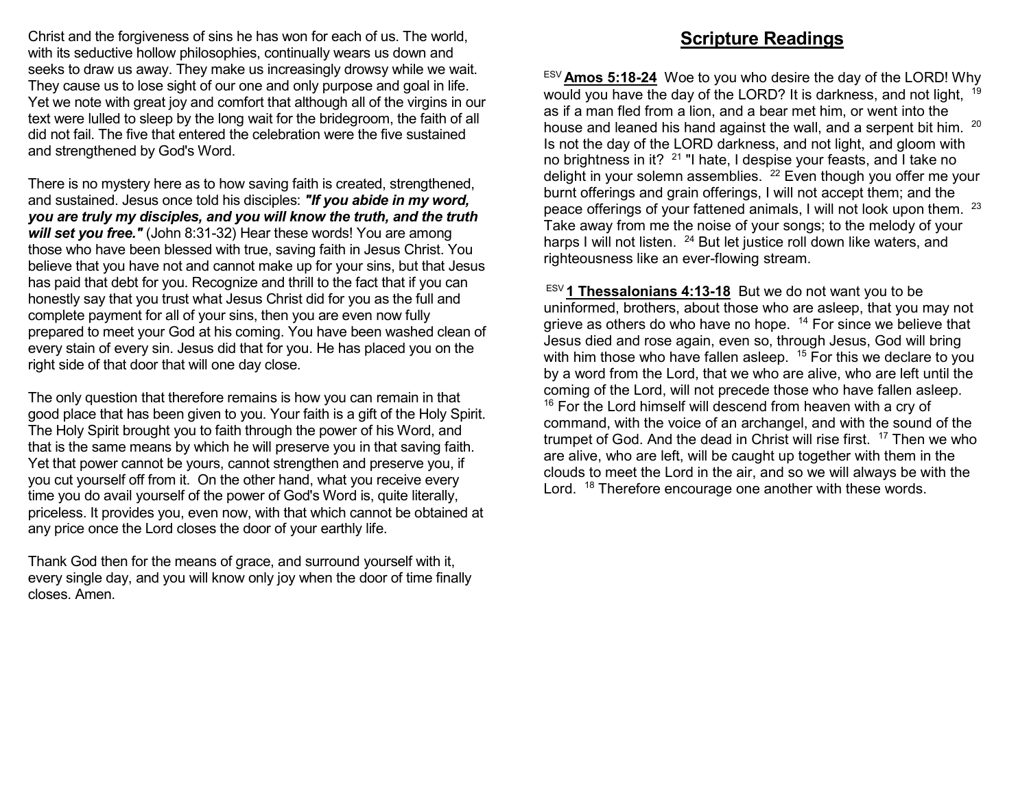Christ and the forgiveness of sins he has won for each of us. The world, with its seductive hollow philosophies, continually wears us down and seeks to draw us away. They make us increasingly drowsy while we wait. They cause us to lose sight of our one and only purpose and goal in life. Yet we note with great joy and comfort that although all of the virgins in our text were lulled to sleep by the long wait for the bridegroom, the faith of all did not fail. The five that entered the celebration were the five sustained and strengthened by God's Word.

There is no mystery here as to how saving faith is created, strengthened, and sustained. Jesus once told his disciples: ***"If you abide in my word, you are truly my disciples, and you will know the truth, and the truth will set you free."*** (John 8:31-32) Hear these words! You are among those who have been blessed with true, saving faith in Jesus Christ. You believe that you have not and cannot make up for your sins, but that Jesus has paid that debt for you. Recognize and thrill to the fact that if you can honestly say that you trust what Jesus Christ did for you as the full and complete payment for all of your sins, then you are even now fully prepared to meet your God at his coming. You have been washed clean of every stain of every sin. Jesus did that for you. He has placed you on the right side of that door that will one day close.

The only question that therefore remains is how you can remain in that good place that has been given to you. Your faith is a gift of the Holy Spirit. The Holy Spirit brought you to faith through the power of his Word, and that is the same means by which he will preserve you in that saving faith. Yet that power cannot be yours, cannot strengthen and preserve you, if you cut yourself off from it. On the other hand, what you receive every time you do avail yourself of the power of God's Word is, quite literally, priceless. It provides you, even now, with that which cannot be obtained at any price once the Lord closes the door of your earthly life.

Thank God then for the means of grace, and surround yourself with it, every single day, and you will know only joy when the door of time finally closes. Amen.

## Scripture Readings

ESV **Amos 5:18-24** Woe to you who desire the day of the LORD! Why would you have the day of the LORD? It is darkness, and not light, [19] as if a man fled from a lion, and a bear met him, or went into the house and leaned his hand against the wall, and a serpent bit him. [20] Is not the day of the LORD darkness, and not light, and gloom with no brightness in it? [21] "I hate, I despise your feasts, and I take no delight in your solemn assemblies. [22] Even though you offer me your burnt offerings and grain offerings, I will not accept them; and the peace offerings of your fattened animals, I will not look upon them. [23] Take away from me the noise of your songs; to the melody of your harps I will not listen. [24] But let justice roll down like waters, and righteousness like an ever-flowing stream.

ESV **1 Thessalonians 4:13-18** But we do not want you to be uninformed, brothers, about those who are asleep, that you may not grieve as others do who have no hope. [14] For since we believe that Jesus died and rose again, even so, through Jesus, God will bring with him those who have fallen asleep. [15] For this we declare to you by a word from the Lord, that we who are alive, who are left until the coming of the Lord, will not precede those who have fallen asleep. [16] For the Lord himself will descend from heaven with a cry of command, with the voice of an archangel, and with the sound of the trumpet of God. And the dead in Christ will rise first. [17] Then we who are alive, who are left, will be caught up together with them in the clouds to meet the Lord in the air, and so we will always be with the Lord. [18] Therefore encourage one another with these words.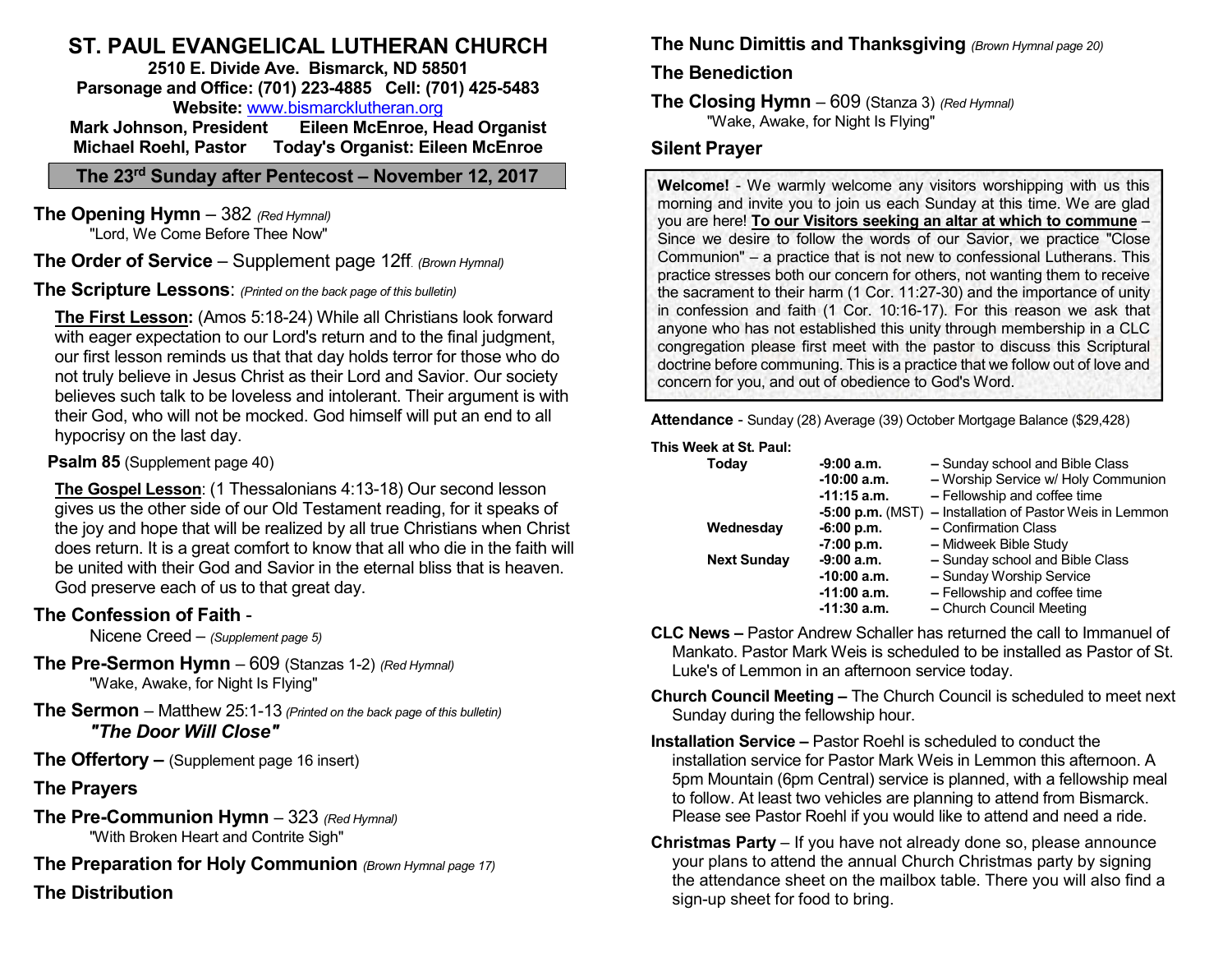# ST. PAUL EVANGELICAL LUTHERAN CHURCH

**2510 E. Divide Ave. Bismarck, ND 58501**
**Parsonage and Office: (701) 223-4885 Cell: (701) 425-5483**
**Website:** www.bismarcklutheran.org
**Mark Johnson, President    Eileen McEnroe, Head Organist**
**Michael Roehl, Pastor    Today's Organist: Eileen McEnroe**

## The 23rd Sunday after Pentecost – November 12, 2017

**The Opening Hymn** – 382 *(Red Hymnal)*
"Lord, We Come Before Thee Now"

**The Order of Service** – Supplement page 12ff. *(Brown Hymnal)*

**The Scripture Lessons**: *(Printed on the back page of this bulletin)*

**The First Lesson:** (Amos 5:18-24) While all Christians look forward with eager expectation to our Lord's return and to the final judgment, our first lesson reminds us that that day holds terror for those who do not truly believe in Jesus Christ as their Lord and Savior. Our society believes such talk to be loveless and intolerant. Their argument is with their God, who will not be mocked. God himself will put an end to all hypocrisy on the last day.

**Psalm 85** (Supplement page 40)

**The Gospel Lesson**: (1 Thessalonians 4:13-18) Our second lesson gives us the other side of our Old Testament reading, for it speaks of the joy and hope that will be realized by all true Christians when Christ does return. It is a great comfort to know that all who die in the faith will be united with their God and Savior in the eternal bliss that is heaven. God preserve each of us to that great day.

**The Confession of Faith** -
Nicene Creed – *(Supplement page 5)*

**The Pre-Sermon Hymn** – 609 (Stanzas 1-2) *(Red Hymnal)*
"Wake, Awake, for Night Is Flying"

**The Sermon** – Matthew 25:1-13 *(Printed on the back page of this bulletin)*
***"The Door Will Close"***

**The Offertory –** (Supplement page 16 insert)

**The Prayers**

**The Pre-Communion Hymn** – 323 *(Red Hymnal)*
"With Broken Heart and Contrite Sigh"

**The Preparation for Holy Communion** *(Brown Hymnal page 17)*

**The Distribution**

**The Nunc Dimittis and Thanksgiving** *(Brown Hymnal page 20)*

**The Benediction**

**The Closing Hymn** – 609 (Stanza 3) *(Red Hymnal)*
"Wake, Awake, for Night Is Flying"

**Silent Prayer**

**Welcome!** - We warmly welcome any visitors worshipping with us this morning and invite you to join us each Sunday at this time. We are glad you are here! **To our Visitors seeking an altar at which to commune** – Since we desire to follow the words of our Savior, we practice "Close Communion" – a practice that is not new to confessional Lutherans. This practice stresses both our concern for others, not wanting them to receive the sacrament to their harm (1 Cor. 11:27-30) and the importance of unity in confession and faith (1 Cor. 10:16-17). For this reason we ask that anyone who has not established this unity through membership in a CLC congregation please first meet with the pastor to discuss this Scriptural doctrine before communing. This is a practice that we follow out of love and concern for you, and out of obedience to God's Word.

**Attendance** - Sunday (28) Average (39) October Mortgage Balance ($29,428)

**This Week at St. Paul:**

| | | |
|---|---|---|
| **Today** | **-9:00 a.m.** | – Sunday school and Bible Class |
| | **-10:00 a.m.** | – Worship Service w/ Holy Communion |
| | **-11:15 a.m.** | – Fellowship and coffee time |
| | **-5:00 p.m.** (MST) | – Installation of Pastor Weis in Lemmon |
| **Wednesday** | **-6:00 p.m.** | – Confirmation Class |
| | **-7:00 p.m.** | – Midweek Bible Study |
| **Next Sunday** | **-9:00 a.m.** | – Sunday school and Bible Class |
| | **-10:00 a.m.** | – Sunday Worship Service |
| | **-11:00 a.m.** | – Fellowship and coffee time |
| | **-11:30 a.m.** | – Church Council Meeting |

**CLC News –** Pastor Andrew Schaller has returned the call to Immanuel of Mankato. Pastor Mark Weis is scheduled to be installed as Pastor of St. Luke's of Lemmon in an afternoon service today.

**Church Council Meeting –** The Church Council is scheduled to meet next Sunday during the fellowship hour.

**Installation Service –** Pastor Roehl is scheduled to conduct the installation service for Pastor Mark Weis in Lemmon this afternoon. A 5pm Mountain (6pm Central) service is planned, with a fellowship meal to follow. At least two vehicles are planning to attend from Bismarck. Please see Pastor Roehl if you would like to attend and need a ride.

**Christmas Party** – If you have not already done so, please announce your plans to attend the annual Church Christmas party by signing the attendance sheet on the mailbox table. There you will also find a sign-up sheet for food to bring.